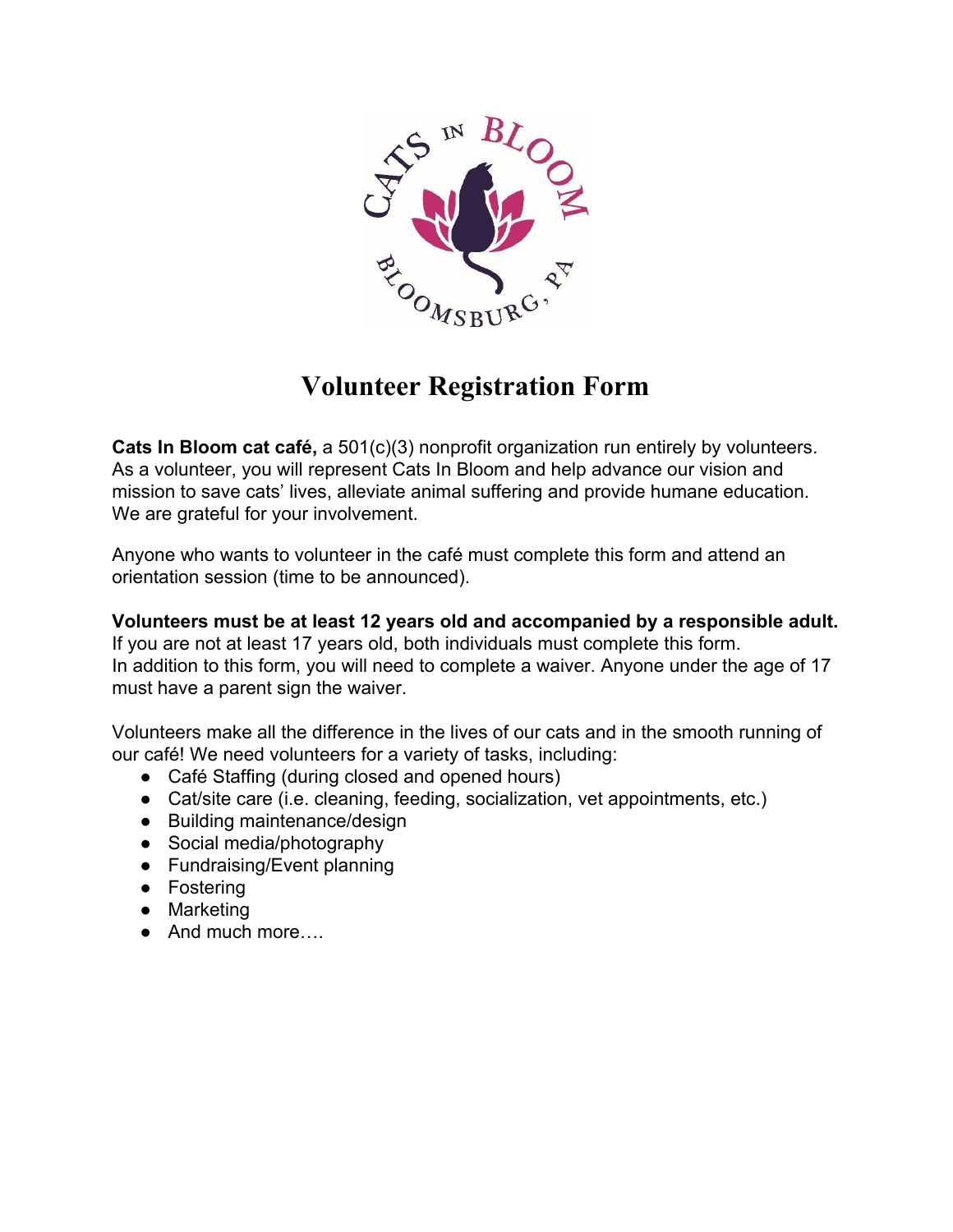# Volunteer Registration Form

**Cats In Bloom cat café,** a 501(c)(3) nonprofit organization run entirely by volunteers. As a volunteer, you will represent Cats In Bloom and help advance our vision and mission to save cats' lives, alleviate animal suffering and provide humane education. We are grateful for your involvement.

Anyone who wants to volunteer in the café must complete this form and attend an orientation session (time to be announced).

**Volunteers must be at least 12 years old and accompanied by a responsible adult.**
If you are not at least 17 years old, both individuals must complete this form.
In addition to this form, you will need to complete a waiver. Anyone under the age of 17 must have a parent sign the waiver.

Volunteers make all the difference in the lives of our cats and in the smooth running of our café! We need volunteers for a variety of tasks, including:

- Café Staffing (during closed and opened hours)
- Cat/site care (i.e. cleaning, feeding, socialization, vet appointments, etc.)
- Building maintenance/design
- Social media/photography
- Fundraising/Event planning
- Fostering
- Marketing
- And much more….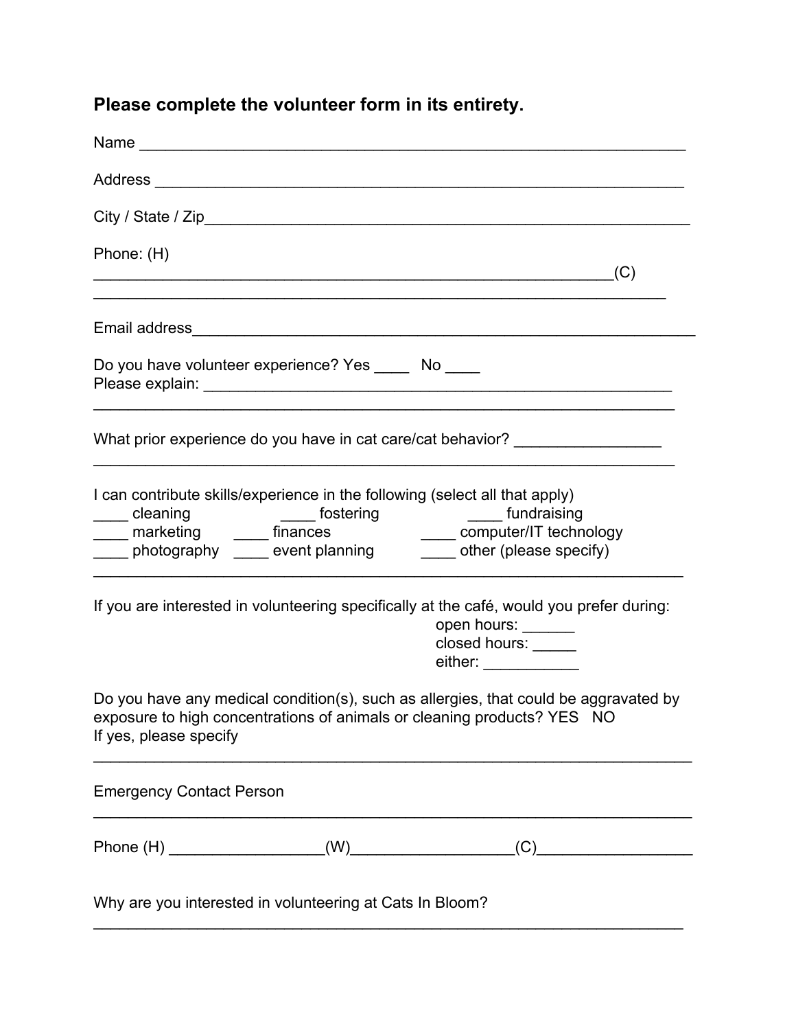**Please complete the volunteer form in its entirety.**

Name ____________________________________________________________

Address __________________________________________________________

City / State / Zip___________________________________________________

Phone: (H) ___________________________________________________________(C) ________________________________________________________________

Email address_______________________________________________________

Do you have volunteer experience? Yes ____ No ____
Please explain: _____________________________________________________
____________________________________________________________________

What prior experience do you have in cat care/cat behavior? ________________
____________________________________________________________________

I can contribute skills/experience in the following (select all that apply)

____ cleaning ____ fostering ____ fundraising
____ marketing ____ finances ____ computer/IT technology
____ photography ____ event planning ____ other (please specify)
____________________________________________________________________

If you are interested in volunteering specifically at the café, would you prefer during:

open hours: ______
closed hours: _____
either: ___________

Do you have any medical condition(s), such as allergies, that could be aggravated by exposure to high concentrations of animals or cleaning products? YES NO
If yes, please specify
____________________________________________________________________

Emergency Contact Person
____________________________________________________________________

Phone (H) _________________(W)__________________(C)_________________

Why are you interested in volunteering at Cats In Bloom?
____________________________________________________________________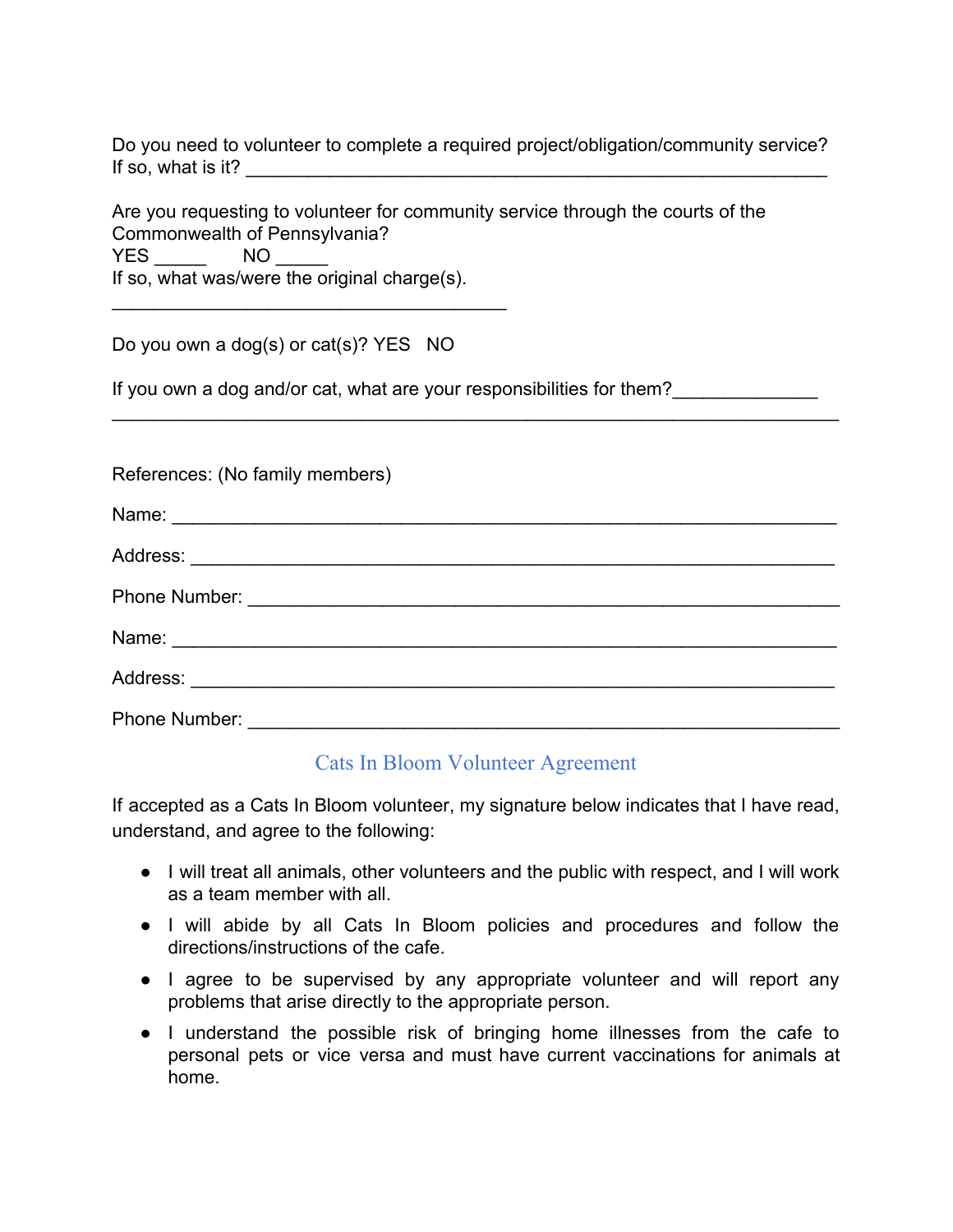Do you need to volunteer to complete a required project/obligation/community service?
If so, what is it? ___________________________________________________________

Are you requesting to volunteer for community service through the courts of the Commonwealth of Pennsylvania?
YES _____ NO _____
If so, what was/were the original charge(s).
________________________________________

Do you own a dog(s) or cat(s)? YES NO

If you own a dog and/or cat, what are your responsibilities for them?______________
__________________________________________________________________________

References: (No family members)

Name: ____________________________________________________________________

Address: __________________________________________________________________

Phone Number: _____________________________________________________________

Name: ____________________________________________________________________

Address: __________________________________________________________________

Phone Number: _____________________________________________________________

## Cats In Bloom Volunteer Agreement

If accepted as a Cats In Bloom volunteer, my signature below indicates that I have read, understand, and agree to the following:

- I will treat all animals, other volunteers and the public with respect, and I will work as a team member with all.
- I will abide by all Cats In Bloom policies and procedures and follow the directions/instructions of the cafe.
- I agree to be supervised by any appropriate volunteer and will report any problems that arise directly to the appropriate person.
- I understand the possible risk of bringing home illnesses from the cafe to personal pets or vice versa and must have current vaccinations for animals at home.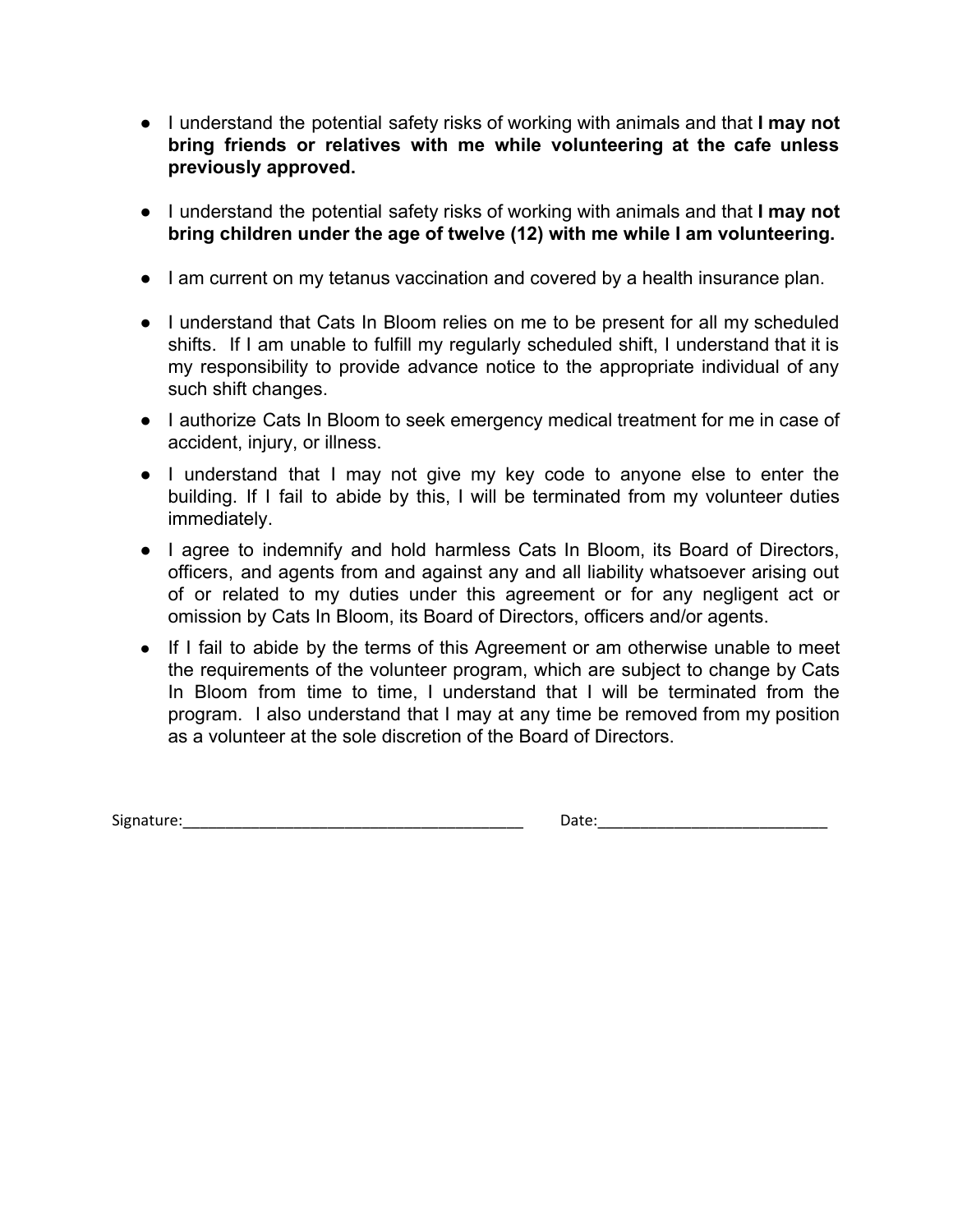- I understand the potential safety risks of working with animals and that **I may not bring friends or relatives with me while volunteering at the cafe unless previously approved.**
- I understand the potential safety risks of working with animals and that **I may not bring children under the age of twelve (12) with me while I am volunteering.**
- I am current on my tetanus vaccination and covered by a health insurance plan.
- I understand that Cats In Bloom relies on me to be present for all my scheduled shifts. If I am unable to fulfill my regularly scheduled shift, I understand that it is my responsibility to provide advance notice to the appropriate individual of any such shift changes.
- I authorize Cats In Bloom to seek emergency medical treatment for me in case of accident, injury, or illness.
- I understand that I may not give my key code to anyone else to enter the building. If I fail to abide by this, I will be terminated from my volunteer duties immediately.
- I agree to indemnify and hold harmless Cats In Bloom, its Board of Directors, officers, and agents from and against any and all liability whatsoever arising out of or related to my duties under this agreement or for any negligent act or omission by Cats In Bloom, its Board of Directors, officers and/or agents.
- If I fail to abide by the terms of this Agreement or am otherwise unable to meet the requirements of the volunteer program, which are subject to change by Cats In Bloom from time to time, I understand that I will be terminated from the program. I also understand that I may at any time be removed from my position as a volunteer at the sole discretion of the Board of Directors.

Signature:________________________________________ Date:___________________________